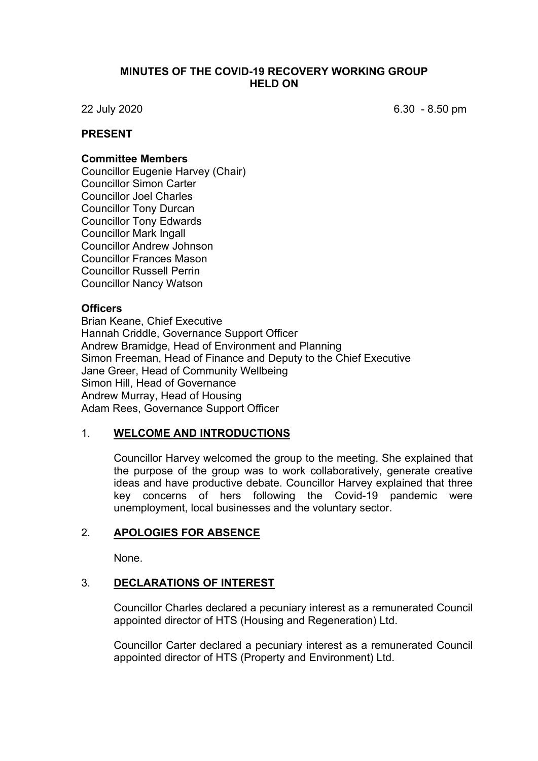# MINUTES OF THE COVID-19 RECOVERY WORKING GROUP HELD ON

22 July 2020 6.30 - 8.50 pm

## PRESENT

### Committee Members

Councillor Eugenie Harvey (Chair)
Councillor Simon Carter
Councillor Joel Charles
Councillor Tony Durcan
Councillor Tony Edwards
Councillor Mark Ingall
Councillor Andrew Johnson
Councillor Frances Mason
Councillor Russell Perrin
Councillor Nancy Watson

### Officers

Brian Keane, Chief Executive
Hannah Criddle, Governance Support Officer
Andrew Bramidge, Head of Environment and Planning
Simon Freeman, Head of Finance and Deputy to the Chief Executive
Jane Greer, Head of Community Wellbeing
Simon Hill, Head of Governance
Andrew Murray, Head of Housing
Adam Rees, Governance Support Officer

## 1. WELCOME AND INTRODUCTIONS

Councillor Harvey welcomed the group to the meeting. She explained that the purpose of the group was to work collaboratively, generate creative ideas and have productive debate. Councillor Harvey explained that three key concerns of hers following the Covid-19 pandemic were unemployment, local businesses and the voluntary sector.

## 2. APOLOGIES FOR ABSENCE

None.

## 3. DECLARATIONS OF INTEREST

Councillor Charles declared a pecuniary interest as a remunerated Council appointed director of HTS (Housing and Regeneration) Ltd.

Councillor Carter declared a pecuniary interest as a remunerated Council appointed director of HTS (Property and Environment) Ltd.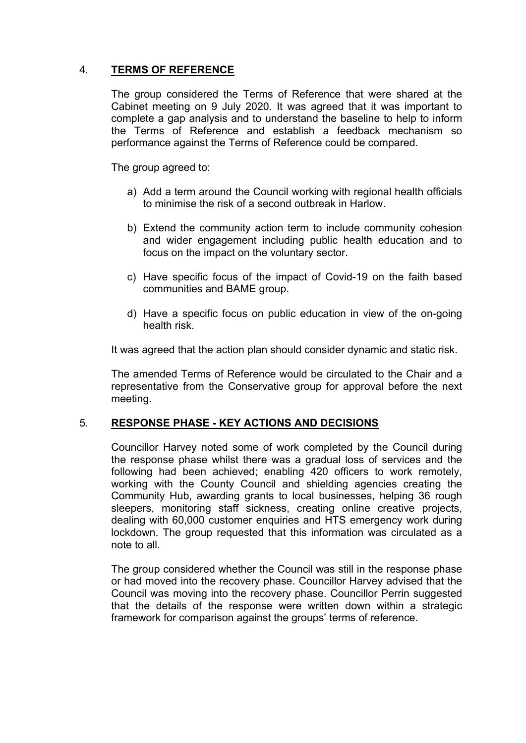## 4. **TERMS OF REFERENCE**

The group considered the Terms of Reference that were shared at the Cabinet meeting on 9 July 2020. It was agreed that it was important to complete a gap analysis and to understand the baseline to help to inform the Terms of Reference and establish a feedback mechanism so performance against the Terms of Reference could be compared.

The group agreed to:

a) Add a term around the Council working with regional health officials to minimise the risk of a second outbreak in Harlow.

b) Extend the community action term to include community cohesion and wider engagement including public health education and to focus on the impact on the voluntary sector.

c) Have specific focus of the impact of Covid-19 on the faith based communities and BAME group.

d) Have a specific focus on public education in view of the on-going health risk.

It was agreed that the action plan should consider dynamic and static risk.

The amended Terms of Reference would be circulated to the Chair and a representative from the Conservative group for approval before the next meeting.

## 5. **RESPONSE PHASE - KEY ACTIONS AND DECISIONS**

Councillor Harvey noted some of work completed by the Council during the response phase whilst there was a gradual loss of services and the following had been achieved; enabling 420 officers to work remotely, working with the County Council and shielding agencies creating the Community Hub, awarding grants to local businesses, helping 36 rough sleepers, monitoring staff sickness, creating online creative projects, dealing with 60,000 customer enquiries and HTS emergency work during lockdown. The group requested that this information was circulated as a note to all.

The group considered whether the Council was still in the response phase or had moved into the recovery phase. Councillor Harvey advised that the Council was moving into the recovery phase. Councillor Perrin suggested that the details of the response were written down within a strategic framework for comparison against the groups' terms of reference.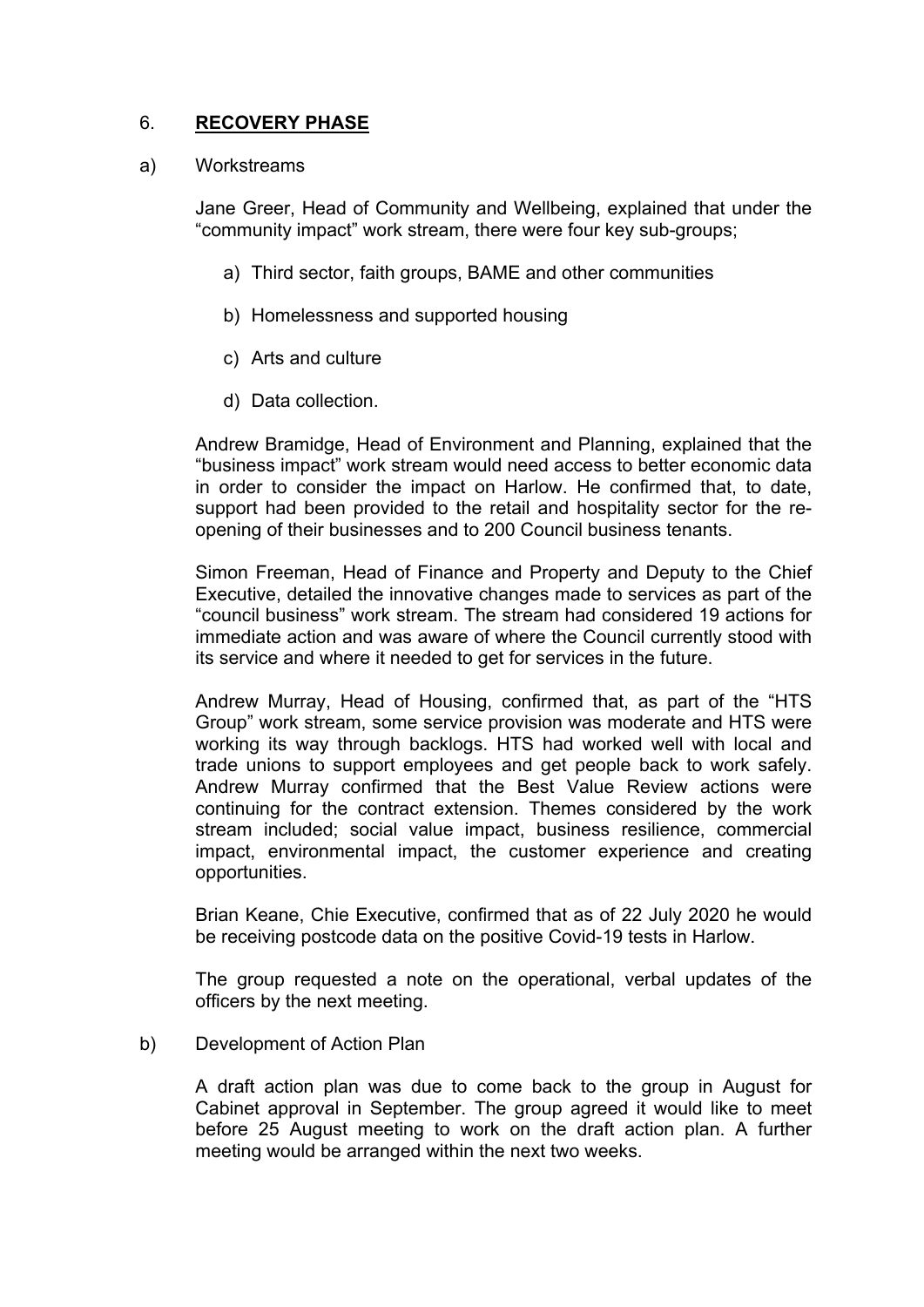## 6. **RECOVERY PHASE**

a) Workstreams

Jane Greer, Head of Community and Wellbeing, explained that under the "community impact" work stream, there were four key sub-groups;

a) Third sector, faith groups, BAME and other communities

b) Homelessness and supported housing

c) Arts and culture

d) Data collection.

Andrew Bramidge, Head of Environment and Planning, explained that the "business impact" work stream would need access to better economic data in order to consider the impact on Harlow. He confirmed that, to date, support had been provided to the retail and hospitality sector for the re-opening of their businesses and to 200 Council business tenants.

Simon Freeman, Head of Finance and Property and Deputy to the Chief Executive, detailed the innovative changes made to services as part of the "council business" work stream. The stream had considered 19 actions for immediate action and was aware of where the Council currently stood with its service and where it needed to get for services in the future.

Andrew Murray, Head of Housing, confirmed that, as part of the "HTS Group" work stream, some service provision was moderate and HTS were working its way through backlogs. HTS had worked well with local and trade unions to support employees and get people back to work safely. Andrew Murray confirmed that the Best Value Review actions were continuing for the contract extension. Themes considered by the work stream included; social value impact, business resilience, commercial impact, environmental impact, the customer experience and creating opportunities.

Brian Keane, Chie Executive, confirmed that as of 22 July 2020 he would be receiving postcode data on the positive Covid-19 tests in Harlow.

The group requested a note on the operational, verbal updates of the officers by the next meeting.

b) Development of Action Plan

A draft action plan was due to come back to the group in August for Cabinet approval in September. The group agreed it would like to meet before 25 August meeting to work on the draft action plan. A further meeting would be arranged within the next two weeks.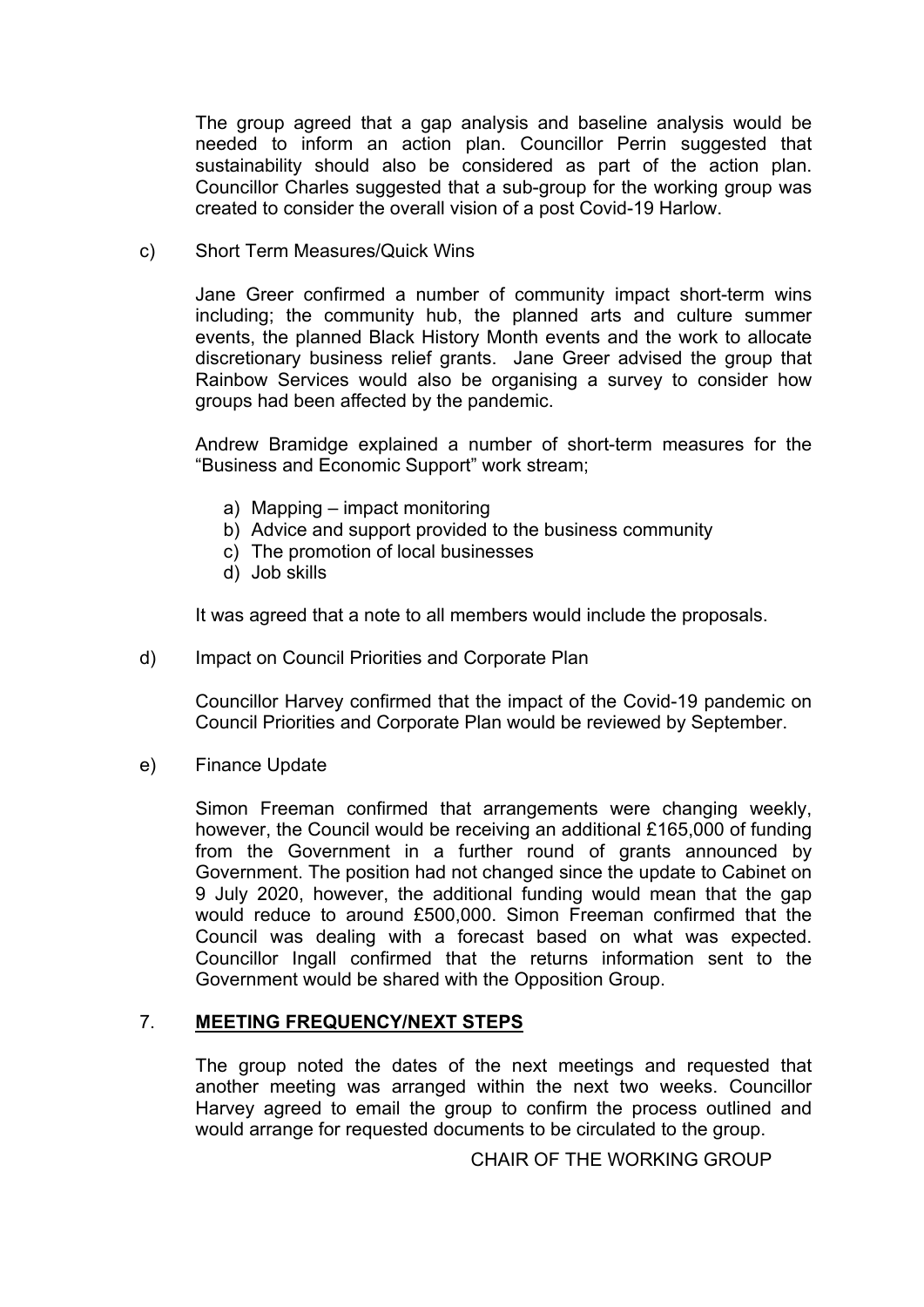The group agreed that a gap analysis and baseline analysis would be needed to inform an action plan. Councillor Perrin suggested that sustainability should also be considered as part of the action plan. Councillor Charles suggested that a sub-group for the working group was created to consider the overall vision of a post Covid-19 Harlow.

c) Short Term Measures/Quick Wins

Jane Greer confirmed a number of community impact short-term wins including; the community hub, the planned arts and culture summer events, the planned Black History Month events and the work to allocate discretionary business relief grants. Jane Greer advised the group that Rainbow Services would also be organising a survey to consider how groups had been affected by the pandemic.

Andrew Bramidge explained a number of short-term measures for the "Business and Economic Support" work stream;

a) Mapping – impact monitoring
b) Advice and support provided to the business community
c) The promotion of local businesses
d) Job skills

It was agreed that a note to all members would include the proposals.

d) Impact on Council Priorities and Corporate Plan

Councillor Harvey confirmed that the impact of the Covid-19 pandemic on Council Priorities and Corporate Plan would be reviewed by September.

e) Finance Update

Simon Freeman confirmed that arrangements were changing weekly, however, the Council would be receiving an additional £165,000 of funding from the Government in a further round of grants announced by Government. The position had not changed since the update to Cabinet on 9 July 2020, however, the additional funding would mean that the gap would reduce to around £500,000. Simon Freeman confirmed that the Council was dealing with a forecast based on what was expected. Councillor Ingall confirmed that the returns information sent to the Government would be shared with the Opposition Group.

## 7. **MEETING FREQUENCY/NEXT STEPS**

The group noted the dates of the next meetings and requested that another meeting was arranged within the next two weeks. Councillor Harvey agreed to email the group to confirm the process outlined and would arrange for requested documents to be circulated to the group.

CHAIR OF THE WORKING GROUP